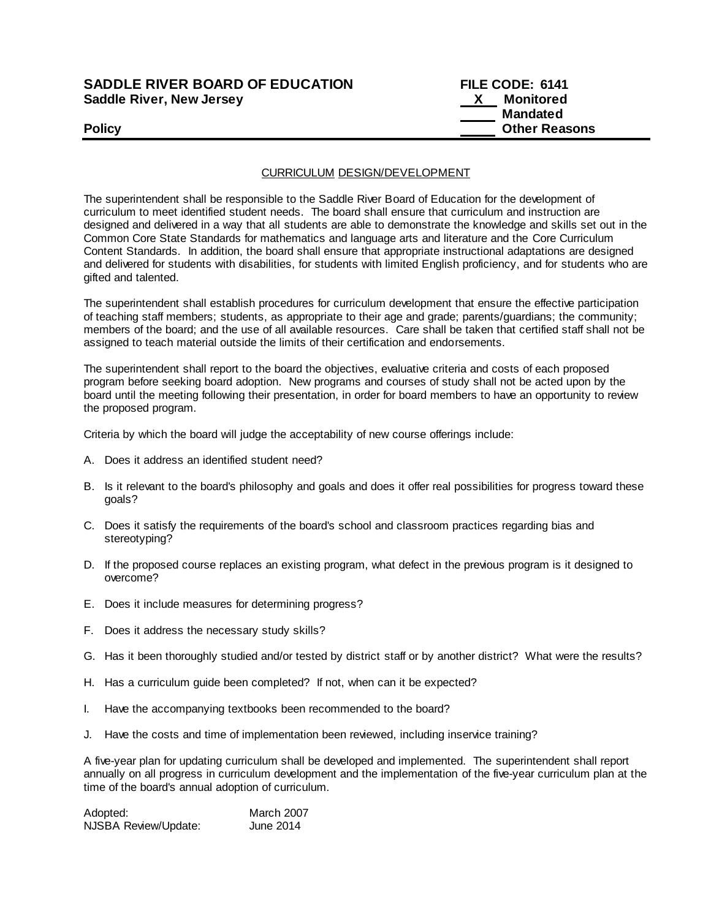**SADDLE RIVER BOARD OF EDUCATION**
**Saddle River, New Jersey**

**FILE CODE: 6141**
**X Monitored**
**Mandated**
**Other Reasons**

**Policy**

## CURRICULUM DESIGN/DEVELOPMENT

The superintendent shall be responsible to the Saddle River Board of Education for the development of curriculum to meet identified student needs. The board shall ensure that curriculum and instruction are designed and delivered in a way that all students are able to demonstrate the knowledge and skills set out in the Common Core State Standards for mathematics and language arts and literature and the Core Curriculum Content Standards. In addition, the board shall ensure that appropriate instructional adaptations are designed and delivered for students with disabilities, for students with limited English proficiency, and for students who are gifted and talented.

The superintendent shall establish procedures for curriculum development that ensure the effective participation of teaching staff members; students, as appropriate to their age and grade; parents/guardians; the community; members of the board; and the use of all available resources. Care shall be taken that certified staff shall not be assigned to teach material outside the limits of their certification and endorsements.

The superintendent shall report to the board the objectives, evaluative criteria and costs of each proposed program before seeking board adoption. New programs and courses of study shall not be acted upon by the board until the meeting following their presentation, in order for board members to have an opportunity to review the proposed program.

Criteria by which the board will judge the acceptability of new course offerings include:

A. Does it address an identified student need?

B. Is it relevant to the board's philosophy and goals and does it offer real possibilities for progress toward these goals?

C. Does it satisfy the requirements of the board's school and classroom practices regarding bias and stereotyping?

D. If the proposed course replaces an existing program, what defect in the previous program is it designed to overcome?

E. Does it include measures for determining progress?

F. Does it address the necessary study skills?

G. Has it been thoroughly studied and/or tested by district staff or by another district? What were the results?

H. Has a curriculum guide been completed? If not, when can it be expected?

I. Have the accompanying textbooks been recommended to the board?

J. Have the costs and time of implementation been reviewed, including inservice training?

A five-year plan for updating curriculum shall be developed and implemented. The superintendent shall report annually on all progress in curriculum development and the implementation of the five-year curriculum plan at the time of the board's annual adoption of curriculum.

Adopted: March 2007
NJSBA Review/Update: June 2014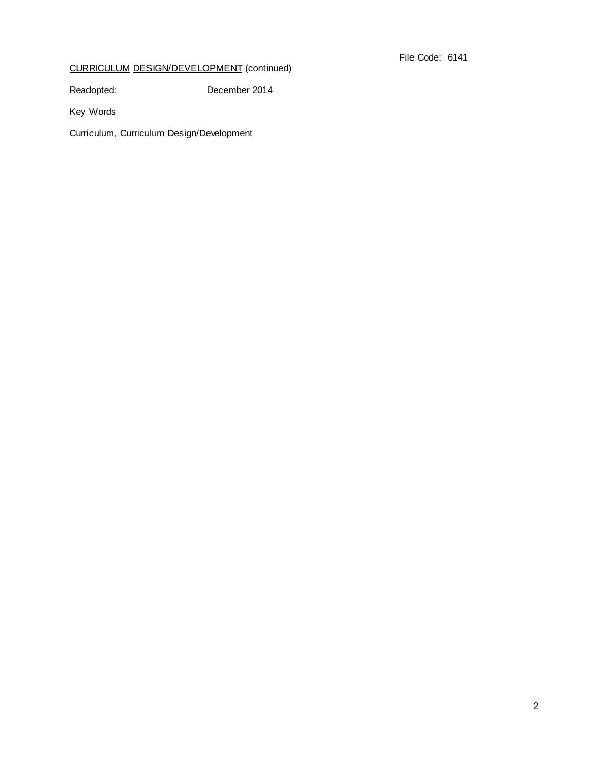CURRICULUM DESIGN/DEVELOPMENT (continued)

Readopted: December 2014

Key Words

Curriculum, Curriculum Design/Development